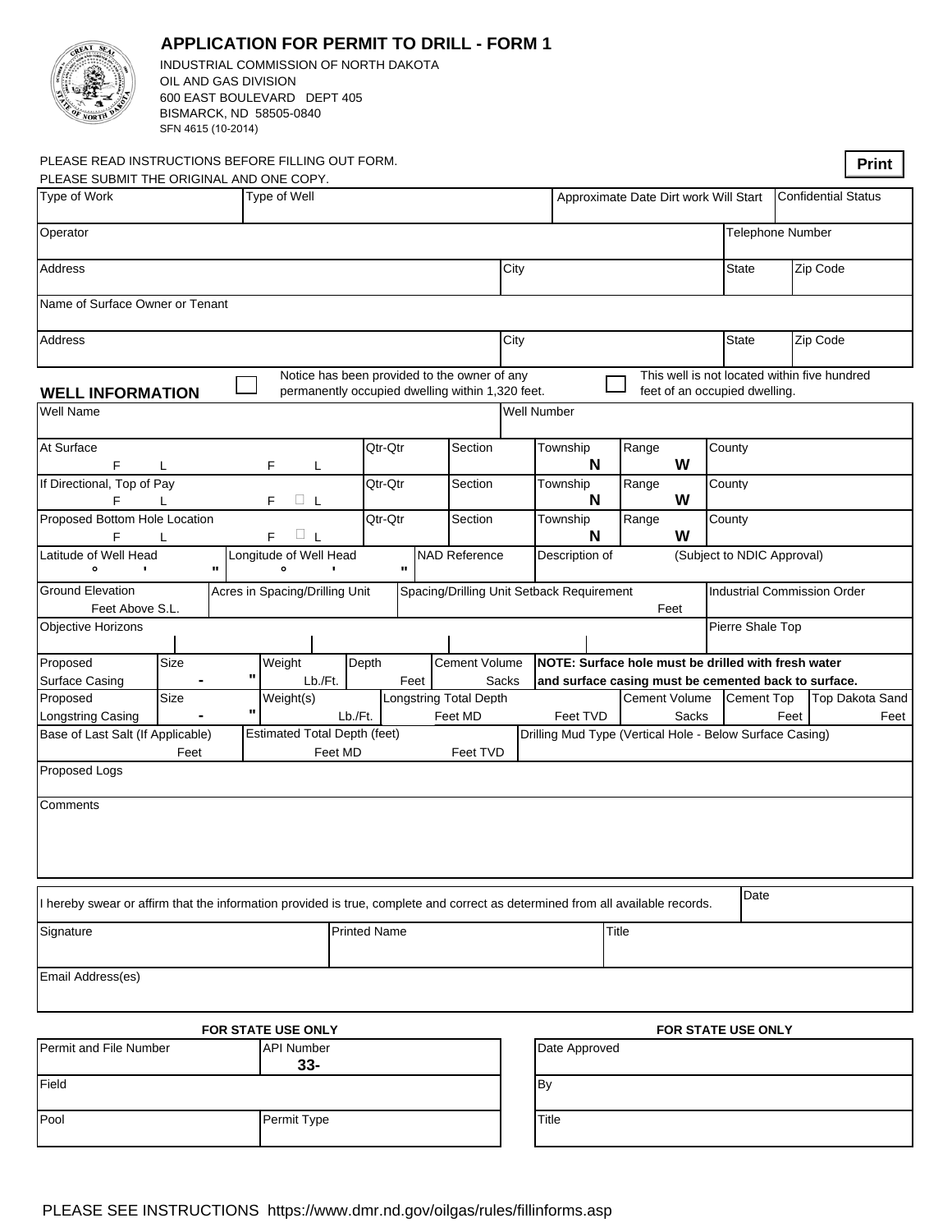# APPLICATION FOR PERMIT TO DRILL - FORM 1

INDUSTRIAL COMMISSION OF NORTH DAKOTA
OIL AND GAS DIVISION
600 EAST BOULEVARD DEPT 405
BISMARCK, ND 58505-0840
SFN 4615 (10-2014)

PLEASE READ INSTRUCTIONS BEFORE FILLING OUT FORM.
PLEASE SUBMIT THE ORIGINAL AND ONE COPY.

Print

| Type of Work | Type of Well | Approximate Date Dirt work Will Start | Confidential Status |
|---|---|---|---|
| | | | |

| Operator | Telephone Number |
|---|---|
| | |

| Address | City | State | Zip Code |
|---|---|---|---|
| | | | |

| Name of Surface Owner or Tenant |
|---|
| |

| Address | City | State | Zip Code |
|---|---|---|---|
| | | | |

## WELL INFORMATION

☐ Notice has been provided to the owner of any permanently occupied dwelling within 1,320 feet.

☐ This well is not located within five hundred feet of an occupied dwelling.

| Well Name | Well Number |
|---|---|
| | |

| | | Qtr-Qtr | Section | Township | Range | County |
|---|---|---|---|---|---|---|
| At Surface | F L F L | | | N | W | |
| If Directional, Top of Pay | F L F L | | | N | W | |
| Proposed Bottom Hole Location | F L F L | | | N | W | |

| Latitude of Well Head | Longitude of Well Head | NAD Reference | Description of (Subject to NDIC Approval) |
|---|---|---|---|
| ° ' " | ° ' " | | |

| Ground Elevation | Acres in Spacing/Drilling Unit | Spacing/Drilling Unit Setback Requirement | Industrial Commission Order |
|---|---|---|---|
| Feet Above S.L. | | Feet | |

| Objective Horizons | Pierre Shale Top |
|---|---|
| | |

| Proposed Surface Casing | Size | Weight | Depth | Cement Volume | NOTE: Surface hole must be drilled with fresh water and surface casing must be cemented back to surface. |
|---|---|---|---|---|---|
| | - " | Lb./Ft. | Feet | Sacks | |

| Proposed Longstring Casing | Size | Weight(s) | Longstring Total Depth | Cement Volume | Cement Top | Top Dakota Sand |
|---|---|---|---|---|---|---|
| | - " | Lb./Ft. | Feet MD Feet TVD | Sacks | Feet | Feet |

| Base of Last Salt (If Applicable) | Estimated Total Depth (feet) | Drilling Mud Type (Vertical Hole - Below Surface Casing) |
|---|---|---|
| Feet | Feet MD Feet TVD | |

| Proposed Logs |
|---|
| |

| Comments |
|---|
| |

| I hereby swear or affirm that the information provided is true, complete and correct as determined from all available records. | Date |
|---|---|
| | |

| Signature | Printed Name | Title |
|---|---|---|
| | | |

| Email Address(es) |
|---|
| |

### FOR STATE USE ONLY

| Permit and File Number | API Number |
|---|---|
| | 33- |
| **Field** | |
| | |
| **Pool** | **Permit Type** |
| | |

### FOR STATE USE ONLY

| Date Approved |
|---|
| |
| **By** |
| |
| **Title** |
| |

PLEASE SEE INSTRUCTIONS https://www.dmr.nd.gov/oilgas/rules/fillinforms.asp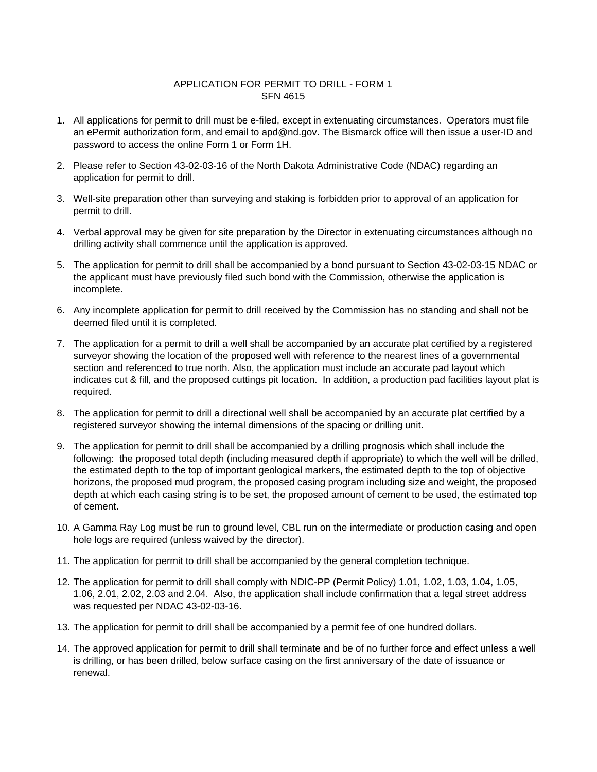# APPLICATION FOR PERMIT TO DRILL - FORM 1
SFN 4615

1. All applications for permit to drill must be e-filed, except in extenuating circumstances. Operators must file an ePermit authorization form, and email to apd@nd.gov. The Bismarck office will then issue a user-ID and password to access the online Form 1 or Form 1H.

2. Please refer to Section 43-02-03-16 of the North Dakota Administrative Code (NDAC) regarding an application for permit to drill.

3. Well-site preparation other than surveying and staking is forbidden prior to approval of an application for permit to drill.

4. Verbal approval may be given for site preparation by the Director in extenuating circumstances although no drilling activity shall commence until the application is approved.

5. The application for permit to drill shall be accompanied by a bond pursuant to Section 43-02-03-15 NDAC or the applicant must have previously filed such bond with the Commission, otherwise the application is incomplete.

6. Any incomplete application for permit to drill received by the Commission has no standing and shall not be deemed filed until it is completed.

7. The application for a permit to drill a well shall be accompanied by an accurate plat certified by a registered surveyor showing the location of the proposed well with reference to the nearest lines of a governmental section and referenced to true north. Also, the application must include an accurate pad layout which indicates cut & fill, and the proposed cuttings pit location. In addition, a production pad facilities layout plat is required.

8. The application for permit to drill a directional well shall be accompanied by an accurate plat certified by a registered surveyor showing the internal dimensions of the spacing or drilling unit.

9. The application for permit to drill shall be accompanied by a drilling prognosis which shall include the following: the proposed total depth (including measured depth if appropriate) to which the well will be drilled, the estimated depth to the top of important geological markers, the estimated depth to the top of objective horizons, the proposed mud program, the proposed casing program including size and weight, the proposed depth at which each casing string is to be set, the proposed amount of cement to be used, the estimated top of cement.

10. A Gamma Ray Log must be run to ground level, CBL run on the intermediate or production casing and open hole logs are required (unless waived by the director).

11. The application for permit to drill shall be accompanied by the general completion technique.

12. The application for permit to drill shall comply with NDIC-PP (Permit Policy) 1.01, 1.02, 1.03, 1.04, 1.05, 1.06, 2.01, 2.02, 2.03 and 2.04. Also, the application shall include confirmation that a legal street address was requested per NDAC 43-02-03-16.

13. The application for permit to drill shall be accompanied by a permit fee of one hundred dollars.

14. The approved application for permit to drill shall terminate and be of no further force and effect unless a well is drilling, or has been drilled, below surface casing on the first anniversary of the date of issuance or renewal.